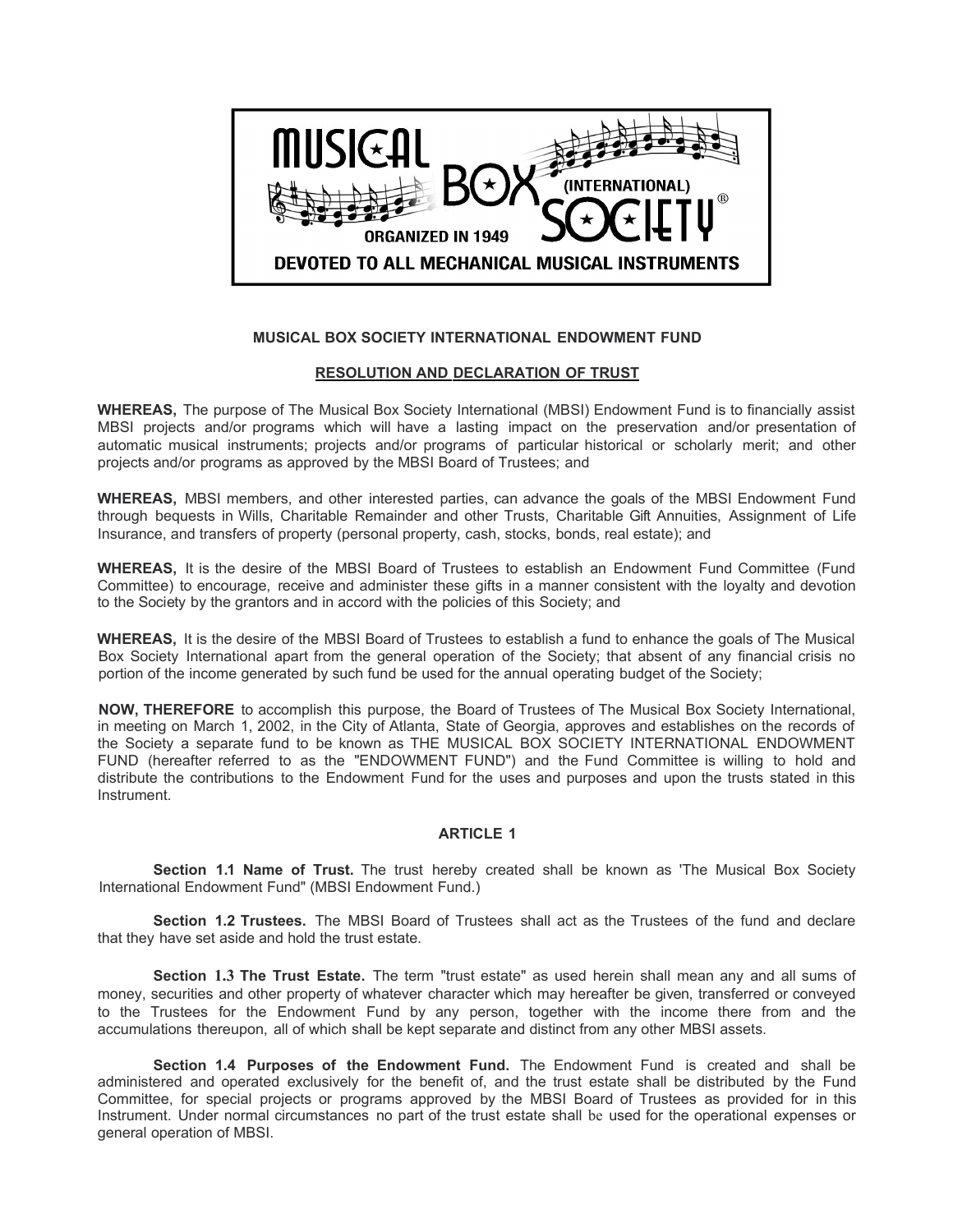**MUSICAL BOX SOCIETY INTERNATIONAL ENDOWMENT FUND**

**RESOLUTION AND DECLARATION OF TRUST**

**WHEREAS,** The purpose of The Musical Box Society International (MBSI) Endowment Fund is to financially assist MBSI projects and/or programs which will have a lasting impact on the preservation and/or presentation of automatic musical instruments; projects and/or programs of particular historical or scholarly merit; and other projects and/or programs as approved by the MBSI Board of Trustees; and

**WHEREAS,** MBSI members, and other interested parties, can advance the goals of the MBSI Endowment Fund through bequests in Wills, Charitable Remainder and other Trusts, Charitable Gift Annuities, Assignment of Life Insurance, and transfers of property (personal property, cash, stocks, bonds, real estate); and

**WHEREAS,** It is the desire of the MBSI Board of Trustees to establish an Endowment Fund Committee (Fund Committee) to encourage, receive and administer these gifts in a manner consistent with the loyalty and devotion to the Society by the grantors and in accord with the policies of this Society; and

**WHEREAS,** It is the desire of the MBSI Board of Trustees to establish a fund to enhance the goals of The Musical Box Society International apart from the general operation of the Society; that absent of any financial crisis no portion of the income generated by such fund be used for the annual operating budget of the Society;

**NOW, THEREFORE** to accomplish this purpose, the Board of Trustees of The Musical Box Society International, in meeting on March 1, 2002, in the City of Atlanta, State of Georgia, approves and establishes on the records of the Society a separate fund to be known as THE MUSICAL BOX SOCIETY INTERNATIONAL ENDOWMENT FUND (hereafter referred to as the "ENDOWMENT FUND") and the Fund Committee is willing to hold and distribute the contributions to the Endowment Fund for the uses and purposes and upon the trusts stated in this Instrument.

## ARTICLE 1

**Section 1.1 Name of Trust.** The trust hereby created shall be known as 'The Musical Box Society International Endowment Fund" (MBSI Endowment Fund.)

**Section 1.2 Trustees.** The MBSI Board of Trustees shall act as the Trustees of the fund and declare that they have set aside and hold the trust estate.

**Section 1.3 The Trust Estate.** The term "trust estate" as used herein shall mean any and all sums of money, securities and other property of whatever character which may hereafter be given, transferred or conveyed to the Trustees for the Endowment Fund by any person, together with the income there from and the accumulations thereupon, all of which shall be kept separate and distinct from any other MBSI assets.

**Section 1.4 Purposes of the Endowment Fund.** The Endowment Fund is created and shall be administered and operated exclusively for the benefit of, and the trust estate shall be distributed by the Fund Committee, for special projects or programs approved by the MBSI Board of Trustees as provided for in this Instrument. Under normal circumstances no part of the trust estate shall be used for the operational expenses or general operation of MBSI.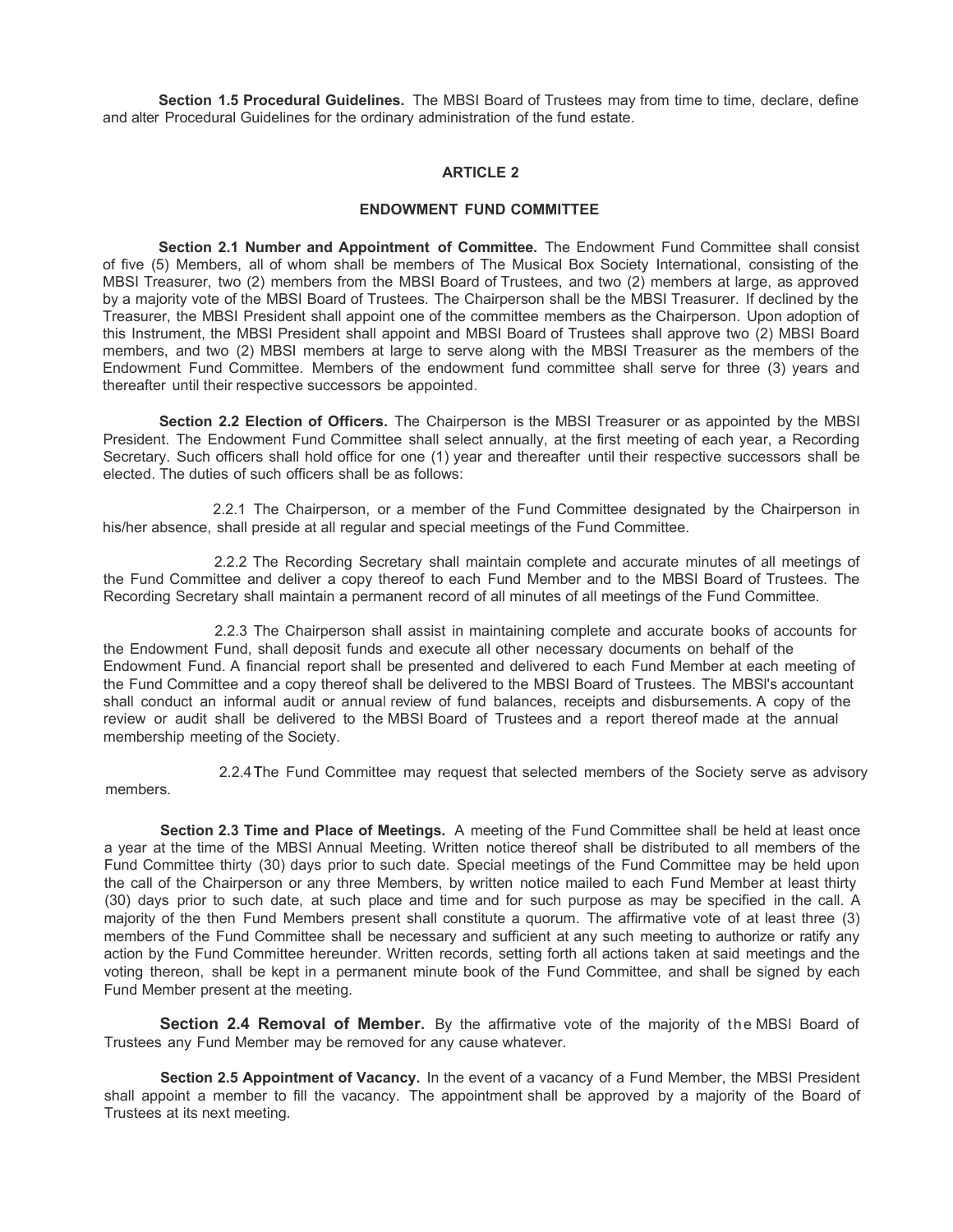**Section 1.5 Procedural Guidelines.** The MBSI Board of Trustees may from time to time, declare, define and alter Procedural Guidelines for the ordinary administration of the fund estate.

## ARTICLE 2

## ENDOWMENT FUND COMMITTEE

**Section 2.1 Number and Appointment of Committee.** The Endowment Fund Committee shall consist of five (5) Members, all of whom shall be members of The Musical Box Society International, consisting of the MBSI Treasurer, two (2) members from the MBSI Board of Trustees, and two (2) members at large, as approved by a majority vote of the MBSI Board of Trustees. The Chairperson shall be the MBSI Treasurer. If declined by the Treasurer, the MBSI President shall appoint one of the committee members as the Chairperson. Upon adoption of this Instrument, the MBSI President shall appoint and MBSI Board of Trustees shall approve two (2) MBSI Board members, and two (2) MBSI members at large to serve along with the MBSI Treasurer as the members of the Endowment Fund Committee. Members of the endowment fund committee shall serve for three (3) years and thereafter until their respective successors be appointed.

**Section 2.2 Election of Officers.** The Chairperson is the MBSI Treasurer or as appointed by the MBSI President. The Endowment Fund Committee shall select annually, at the first meeting of each year, a Recording Secretary. Such officers shall hold office for one (1) year and thereafter until their respective successors shall be elected. The duties of such officers shall be as follows:

2.2.1 The Chairperson, or a member of the Fund Committee designated by the Chairperson in his/her absence, shall preside at all regular and special meetings of the Fund Committee.

2.2.2 The Recording Secretary shall maintain complete and accurate minutes of all meetings of the Fund Committee and deliver a copy thereof to each Fund Member and to the MBSI Board of Trustees. The Recording Secretary shall maintain a permanent record of all minutes of all meetings of the Fund Committee.

2.2.3 The Chairperson shall assist in maintaining complete and accurate books of accounts for the Endowment Fund, shall deposit funds and execute all other necessary documents on behalf of the Endowment Fund. A financial report shall be presented and delivered to each Fund Member at each meeting of the Fund Committee and a copy thereof shall be delivered to the MBSI Board of Trustees. The MBSl's accountant shall conduct an informal audit or annual review of fund balances, receipts and disbursements. A copy of the review or audit shall be delivered to the MBSI Board of Trustees and a report thereof made at the annual membership meeting of the Society.

2.2.4 The Fund Committee may request that selected members of the Society serve as advisory members.

**Section 2.3 Time and Place of Meetings.** A meeting of the Fund Committee shall be held at least once a year at the time of the MBSI Annual Meeting. Written notice thereof shall be distributed to all members of the Fund Committee thirty (30) days prior to such date. Special meetings of the Fund Committee may be held upon the call of the Chairperson or any three Members, by written notice mailed to each Fund Member at least thirty (30) days prior to such date, at such place and time and for such purpose as may be specified in the call. A majority of the then Fund Members present shall constitute a quorum. The affirmative vote of at least three (3) members of the Fund Committee shall be necessary and sufficient at any such meeting to authorize or ratify any action by the Fund Committee hereunder. Written records, setting forth all actions taken at said meetings and the voting thereon, shall be kept in a permanent minute book of the Fund Committee, and shall be signed by each Fund Member present at the meeting.

**Section 2.4 Removal of Member.** By the affirmative vote of the majority of the MBSI Board of Trustees any Fund Member may be removed for any cause whatever.

**Section 2.5 Appointment of Vacancy.** In the event of a vacancy of a Fund Member, the MBSI President shall appoint a member to fill the vacancy. The appointment shall be approved by a majority of the Board of Trustees at its next meeting.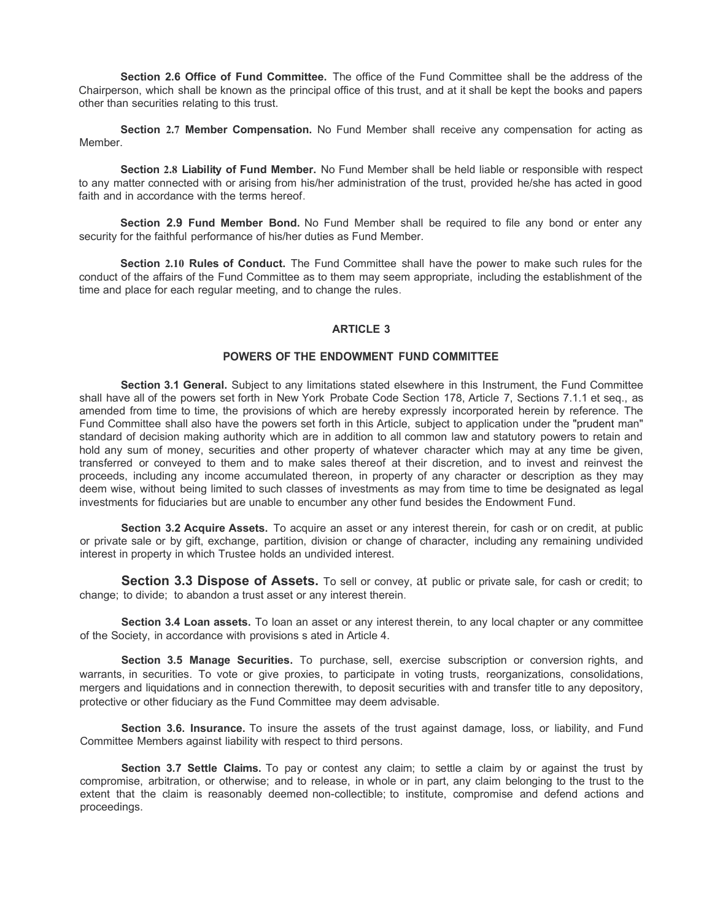**Section 2.6 Office of Fund Committee.** The office of the Fund Committee shall be the address of the Chairperson, which shall be known as the principal office of this trust, and at it shall be kept the books and papers other than securities relating to this trust.

**Section 2.7 Member Compensation.** No Fund Member shall receive any compensation for acting as Member.

**Section 2.8 Liability of Fund Member.** No Fund Member shall be held liable or responsible with respect to any matter connected with or arising from his/her administration of the trust, provided he/she has acted in good faith and in accordance with the terms hereof.

**Section 2.9 Fund Member Bond.** No Fund Member shall be required to file any bond or enter any security for the faithful performance of his/her duties as Fund Member.

**Section 2.10 Rules of Conduct.** The Fund Committee shall have the power to make such rules for the conduct of the affairs of the Fund Committee as to them may seem appropriate, including the establishment of the time and place for each regular meeting, and to change the rules.

## ARTICLE 3

## POWERS OF THE ENDOWMENT FUND COMMITTEE

**Section 3.1 General.** Subject to any limitations stated elsewhere in this Instrument, the Fund Committee shall have all of the powers set forth in New York Probate Code Section 178, Article 7, Sections 7.1.1 et seq., as amended from time to time, the provisions of which are hereby expressly incorporated herein by reference. The Fund Committee shall also have the powers set forth in this Article, subject to application under the "prudent man" standard of decision making authority which are in addition to all common law and statutory powers to retain and hold any sum of money, securities and other property of whatever character which may at any time be given, transferred or conveyed to them and to make sales thereof at their discretion, and to invest and reinvest the proceeds, including any income accumulated thereon, in property of any character or description as they may deem wise, without being limited to such classes of investments as may from time to time be designated as legal investments for fiduciaries but are unable to encumber any other fund besides the Endowment Fund.

**Section 3.2 Acquire Assets.** To acquire an asset or any interest therein, for cash or on credit, at public or private sale or by gift, exchange, partition, division or change of character, including any remaining undivided interest in property in which Trustee holds an undivided interest.

**Section 3.3 Dispose of Assets.** To sell or convey, at public or private sale, for cash or credit; to change; to divide; to abandon a trust asset or any interest therein.

**Section 3.4 Loan assets.** To loan an asset or any interest therein, to any local chapter or any committee of the Society, in accordance with provisions s ated in Article 4.

**Section 3.5 Manage Securities.** To purchase, sell, exercise subscription or conversion rights, and warrants, in securities. To vote or give proxies, to participate in voting trusts, reorganizations, consolidations, mergers and liquidations and in connection therewith, to deposit securities with and transfer title to any depository, protective or other fiduciary as the Fund Committee may deem advisable.

**Section 3.6. Insurance.** To insure the assets of the trust against damage, loss, or liability, and Fund Committee Members against liability with respect to third persons.

**Section 3.7 Settle Claims.** To pay or contest any claim; to settle a claim by or against the trust by compromise, arbitration, or otherwise; and to release, in whole or in part, any claim belonging to the trust to the extent that the claim is reasonably deemed non-collectible; to institute, compromise and defend actions and proceedings.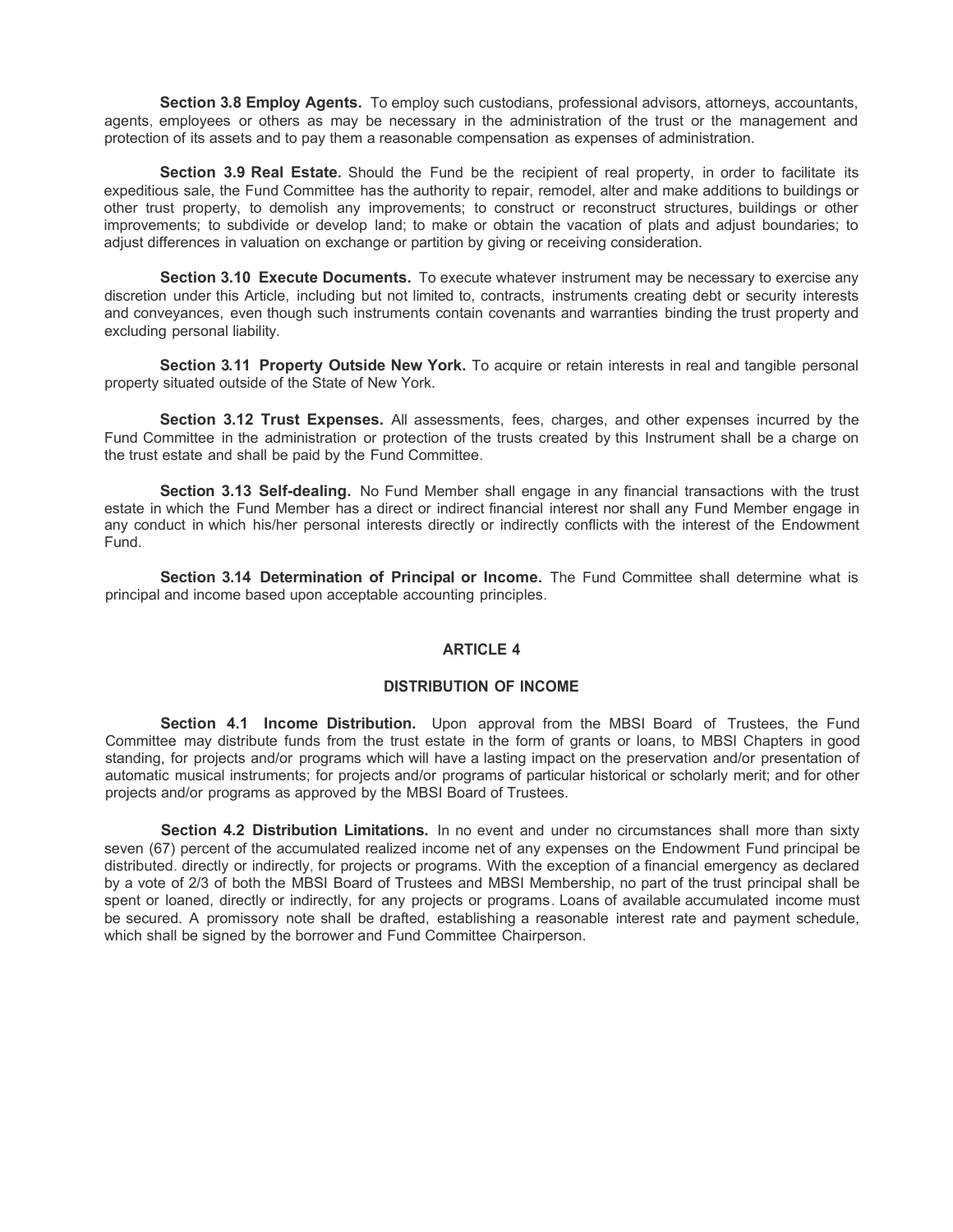**Section 3.8 Employ Agents.** To employ such custodians, professional advisors, attorneys, accountants, agents, employees or others as may be necessary in the administration of the trust or the management and protection of its assets and to pay them a reasonable compensation as expenses of administration.

**Section 3.9 Real Estate.** Should the Fund be the recipient of real property, in order to facilitate its expeditious sale, the Fund Committee has the authority to repair, remodel, alter and make additions to buildings or other trust property, to demolish any improvements; to construct or reconstruct structures, buildings or other improvements; to subdivide or develop land; to make or obtain the vacation of plats and adjust boundaries; to adjust differences in valuation on exchange or partition by giving or receiving consideration.

**Section 3.10 Execute Documents.** To execute whatever instrument may be necessary to exercise any discretion under this Article, including but not limited to, contracts, instruments creating debt or security interests and conveyances, even though such instruments contain covenants and warranties binding the trust property and excluding personal liability.

**Section 3.11 Property Outside New York.** To acquire or retain interests in real and tangible personal property situated outside of the State of New York.

**Section 3.12 Trust Expenses.** All assessments, fees, charges, and other expenses incurred by the Fund Committee in the administration or protection of the trusts created by this Instrument shall be a charge on the trust estate and shall be paid by the Fund Committee.

**Section 3.13 Self-dealing.** No Fund Member shall engage in any financial transactions with the trust estate in which the Fund Member has a direct or indirect financial interest nor shall any Fund Member engage in any conduct in which his/her personal interests directly or indirectly conflicts with the interest of the Endowment Fund.

**Section 3.14 Determination of Principal or Income.** The Fund Committee shall determine what is principal and income based upon acceptable accounting principles.

## ARTICLE 4

## DISTRIBUTION OF INCOME

**Section 4.1 Income Distribution.** Upon approval from the MBSI Board of Trustees, the Fund Committee may distribute funds from the trust estate in the form of grants or loans, to MBSI Chapters in good standing, for projects and/or programs which will have a lasting impact on the preservation and/or presentation of automatic musical instruments; for projects and/or programs of particular historical or scholarly merit; and for other projects and/or programs as approved by the MBSI Board of Trustees.

**Section 4.2 Distribution Limitations.** In no event and under no circumstances shall more than sixty seven (67) percent of the accumulated realized income net of any expenses on the Endowment Fund principal be distributed. directly or indirectly, for projects or programs. With the exception of a financial emergency as declared by a vote of 2/3 of both the MBSI Board of Trustees and MBSI Membership, no part of the trust principal shall be spent or loaned, directly or indirectly, for any projects or programs. Loans of available accumulated income must be secured. A promissory note shall be drafted, establishing a reasonable interest rate and payment schedule, which shall be signed by the borrower and Fund Committee Chairperson.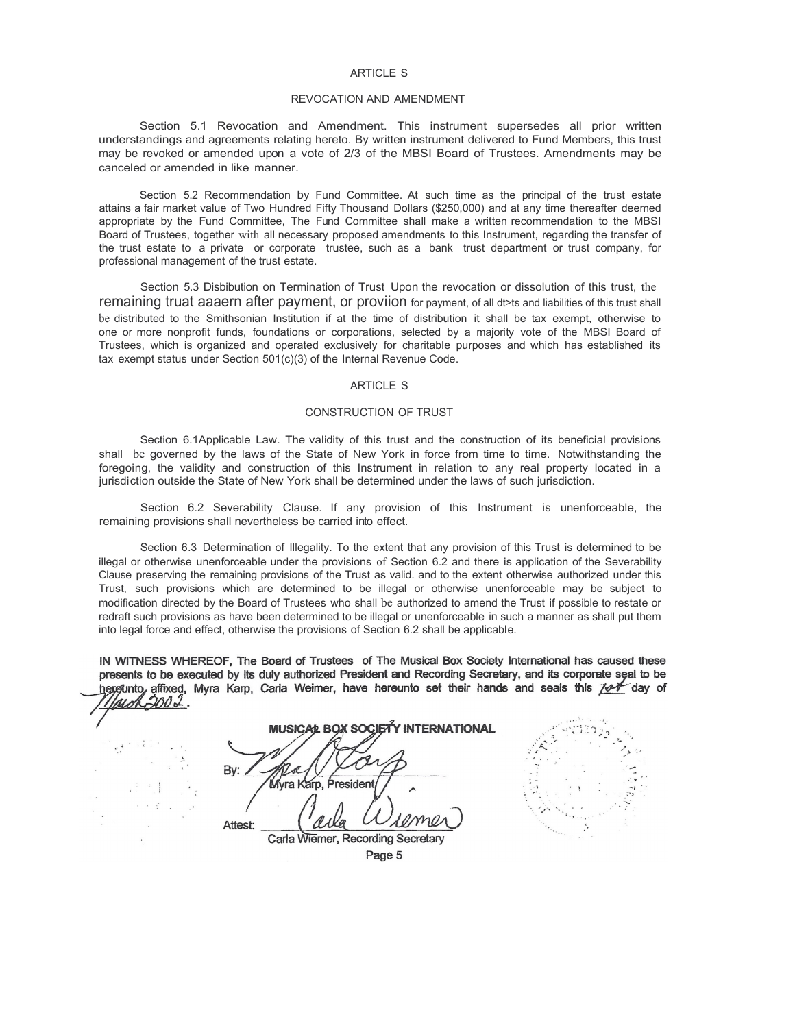ARTICLE S

REVOCATION AND AMENDMENT

Section 5.1 Revocation and Amendment. This instrument supersedes all prior written understandings and agreements relating hereto. By written instrument delivered to Fund Members, this trust may be revoked or amended upon a vote of 2/3 of the MBSI Board of Trustees. Amendments may be canceled or amended in like manner.

Section 5.2 Recommendation by Fund Committee. At such time as the principal of the trust estate attains a fair market value of Two Hundred Fifty Thousand Dollars ($250,000) and at any time thereafter deemed appropriate by the Fund Committee, The Fund Committee shall make a written recommendation to the MBSI Board of Trustees, together with all necessary proposed amendments to this Instrument, regarding the transfer of the trust estate to a private or corporate trustee, such as a bank trust department or trust company, for professional management of the trust estate.

Section 5.3 Disbibution on Termination of Trust Upon the revocation or dissolution of this trust, the remaining truat aaaern after payment, or proviion for payment, of all dt>ts and liabilities of this trust shall be distributed to the Smithsonian Institution if at the time of distribution it shall be tax exempt, otherwise to one or more nonprofit funds, foundations or corporations, selected by a majority vote of the MBSI Board of Trustees, which is organized and operated exclusively for charitable purposes and which has established its tax exempt status under Section 501(c)(3) of the Internal Revenue Code.

ARTICLE S

CONSTRUCTION OF TRUST

Section 6.1Applicable Law. The validity of this trust and the construction of its beneficial provisions shall be governed by the laws of the State of New York in force from time to time. Notwithstanding the foregoing, the validity and construction of this Instrument in relation to any real property located in a jurisdiction outside the State of New York shall be determined under the laws of such jurisdiction.

Section 6.2 Severability Clause. If any provision of this Instrument is unenforceable, the remaining provisions shall nevertheless be carried into effect.

Section 6.3 Determination of Illegality. To the extent that any provision of this Trust is determined to be illegal or otherwise unenforceable under the provisions of Section 6.2 and there is application of the Severability Clause preserving the remaining provisions of the Trust as valid. and to the extent otherwise authorized under this Trust, such provisions which are determined to be illegal or otherwise unenforceable may be subject to modification directed by the Board of Trustees who shall be authorized to amend the Trust if possible to restate or redraft such provisions as have been determined to be illegal or unenforceable in such a manner as shall put them into legal force and effect, otherwise the provisions of Section 6.2 shall be applicable.

**IN WITNESS WHEREOF, The Board of Trustees of The Musical Box Society International has caused these presents to be executed by its duly authorized President and Recording Secretary, and its corporate seal to be hereunto affixed, Myra Karp, Carla Weimer, have hereunto set their hands and seals this 1st day of March 2002.**

**MUSICAL BOX SOCIETY INTERNATIONAL**

By: ______________________
Myra Karp, President

Attest: ______________________
Carla Wiemer, Recording Secretary